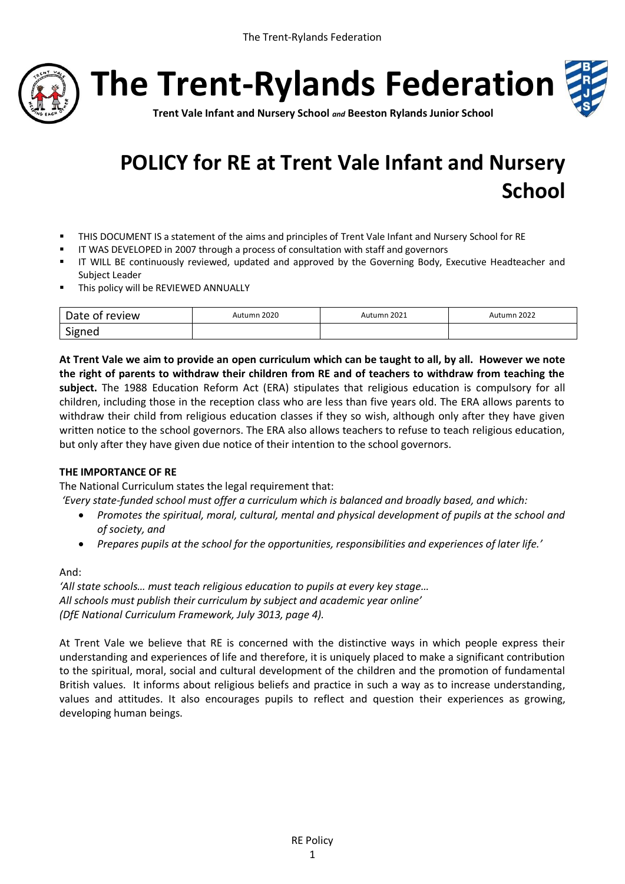# The Trent-Rylands Federation

**Trent Vale Infant and Nursery School** ***and*** **Beeston Rylands Junior School**

# POLICY for RE at Trent Vale Infant and Nursery School

- THIS DOCUMENT IS a statement of the aims and principles of Trent Vale Infant and Nursery School for RE
- IT WAS DEVELOPED in 2007 through a process of consultation with staff and governors
- IT WILL BE continuously reviewed, updated and approved by the Governing Body, Executive Headteacher and Subject Leader
- This policy will be REVIEWED ANNUALLY

| Date of review | Autumn 2020 | Autumn 2021 | Autumn 2022 |
|---|---|---|---|
| Signed | | | |

**At Trent Vale we aim to provide an open curriculum which can be taught to all, by all. However we note the right of parents to withdraw their children from RE and of teachers to withdraw from teaching the subject.** The 1988 Education Reform Act (ERA) stipulates that religious education is compulsory for all children, including those in the reception class who are less than five years old. The ERA allows parents to withdraw their child from religious education classes if they so wish, although only after they have given written notice to the school governors. The ERA also allows teachers to refuse to teach religious education, but only after they have given due notice of their intention to the school governors.

**THE IMPORTANCE OF RE**

The National Curriculum states the legal requirement that:

*'Every state-funded school must offer a curriculum which is balanced and broadly based, and which:*

- *Promotes the spiritual, moral, cultural, mental and physical development of pupils at the school and of society, and*
- *Prepares pupils at the school for the opportunities, responsibilities and experiences of later life.'*

And:

*'All state schools… must teach religious education to pupils at every key stage…*
*All schools must publish their curriculum by subject and academic year online'*
*(DfE National Curriculum Framework, July 3013, page 4).*

At Trent Vale we believe that RE is concerned with the distinctive ways in which people express their understanding and experiences of life and therefore, it is uniquely placed to make a significant contribution to the spiritual, moral, social and cultural development of the children and the promotion of fundamental British values. It informs about religious beliefs and practice in such a way as to increase understanding, values and attitudes. It also encourages pupils to reflect and question their experiences as growing, developing human beings.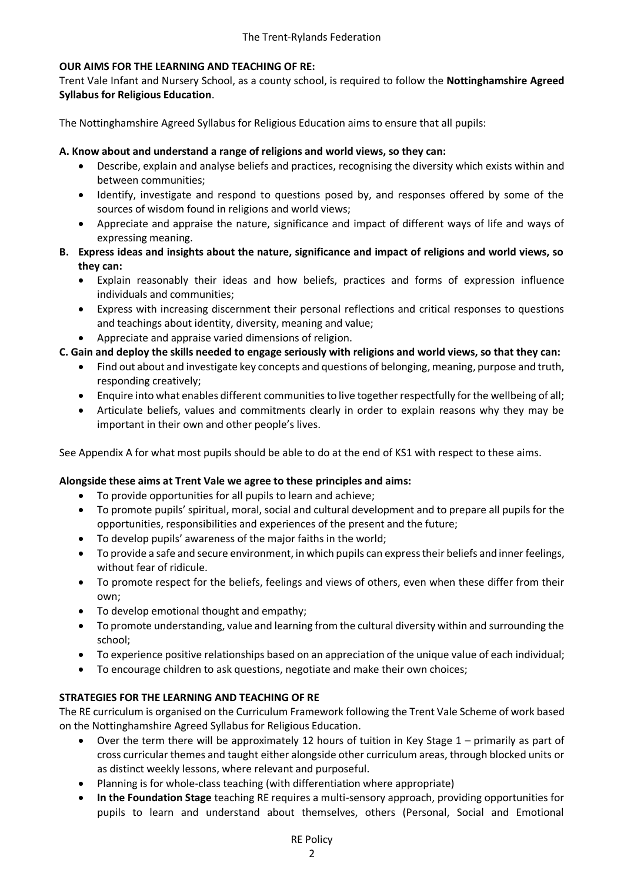**OUR AIMS FOR THE LEARNING AND TEACHING OF RE:**

Trent Vale Infant and Nursery School, as a county school, is required to follow the **Nottinghamshire Agreed Syllabus for Religious Education**.

The Nottinghamshire Agreed Syllabus for Religious Education aims to ensure that all pupils:

**A. Know about and understand a range of religions and world views, so they can:**

- Describe, explain and analyse beliefs and practices, recognising the diversity which exists within and between communities;
- Identify, investigate and respond to questions posed by, and responses offered by some of the sources of wisdom found in religions and world views;
- Appreciate and appraise the nature, significance and impact of different ways of life and ways of expressing meaning.

**B. Express ideas and insights about the nature, significance and impact of religions and world views, so they can:**

- Explain reasonably their ideas and how beliefs, practices and forms of expression influence individuals and communities;
- Express with increasing discernment their personal reflections and critical responses to questions and teachings about identity, diversity, meaning and value;
- Appreciate and appraise varied dimensions of religion.

**C. Gain and deploy the skills needed to engage seriously with religions and world views, so that they can:**

- Find out about and investigate key concepts and questions of belonging, meaning, purpose and truth, responding creatively;
- Enquire into what enables different communities to live together respectfully for the wellbeing of all;
- Articulate beliefs, values and commitments clearly in order to explain reasons why they may be important in their own and other people's lives.

See Appendix A for what most pupils should be able to do at the end of KS1 with respect to these aims.

**Alongside these aims at Trent Vale we agree to these principles and aims:**

- To provide opportunities for all pupils to learn and achieve;
- To promote pupils' spiritual, moral, social and cultural development and to prepare all pupils for the opportunities, responsibilities and experiences of the present and the future;
- To develop pupils' awareness of the major faiths in the world;
- To provide a safe and secure environment, in which pupils can express their beliefs and inner feelings, without fear of ridicule.
- To promote respect for the beliefs, feelings and views of others, even when these differ from their own;
- To develop emotional thought and empathy;
- To promote understanding, value and learning from the cultural diversity within and surrounding the school;
- To experience positive relationships based on an appreciation of the unique value of each individual;
- To encourage children to ask questions, negotiate and make their own choices;

**STRATEGIES FOR THE LEARNING AND TEACHING OF RE**

The RE curriculum is organised on the Curriculum Framework following the Trent Vale Scheme of work based on the Nottinghamshire Agreed Syllabus for Religious Education.

- Over the term there will be approximately 12 hours of tuition in Key Stage 1 – primarily as part of cross curricular themes and taught either alongside other curriculum areas, through blocked units or as distinct weekly lessons, where relevant and purposeful.
- Planning is for whole-class teaching (with differentiation where appropriate)
- **In the Foundation Stage** teaching RE requires a multi-sensory approach, providing opportunities for pupils to learn and understand about themselves, others (Personal, Social and Emotional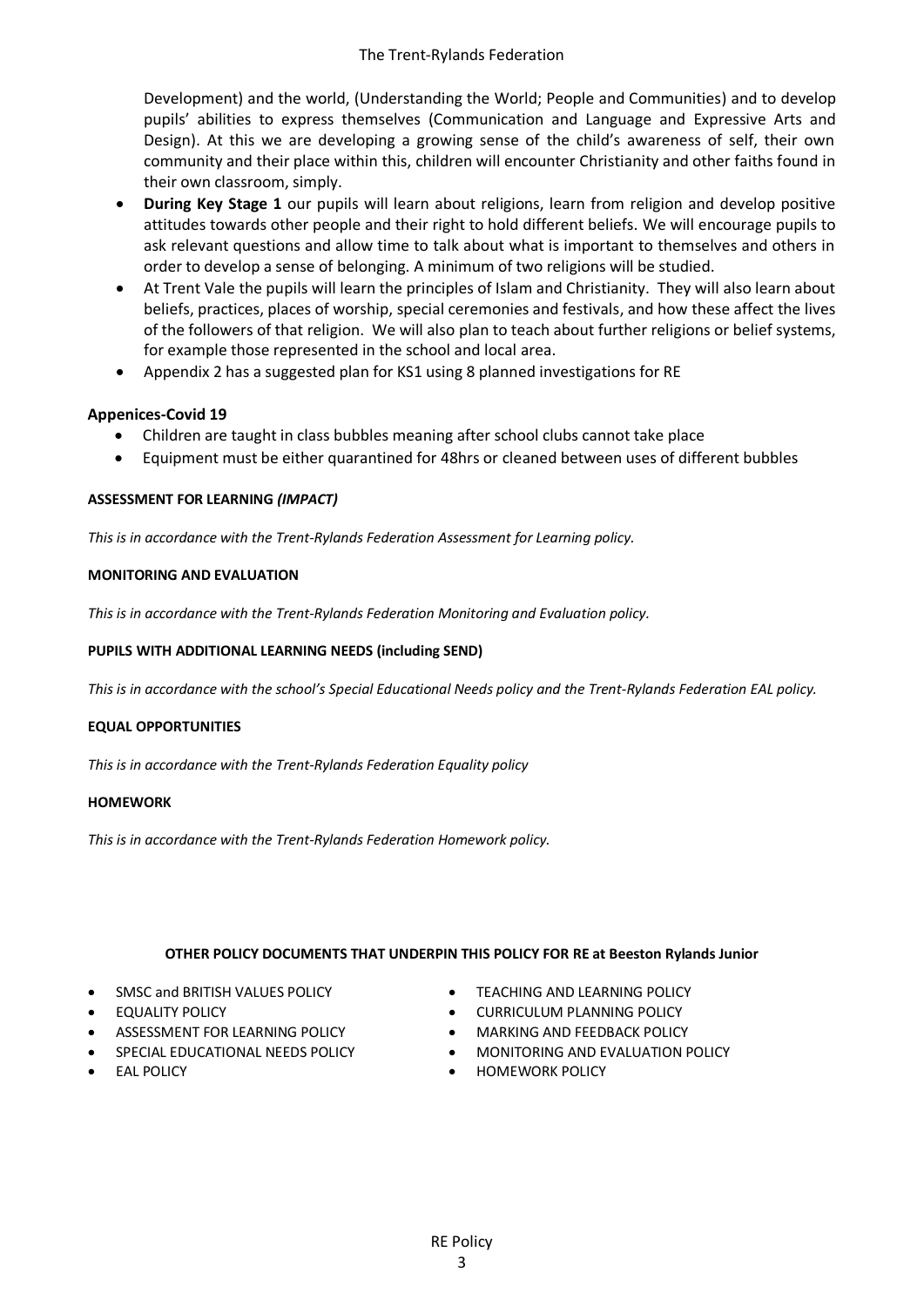Development) and the world, (Understanding the World; People and Communities) and to develop pupils' abilities to express themselves (Communication and Language and Expressive Arts and Design). At this we are developing a growing sense of the child's awareness of self, their own community and their place within this, children will encounter Christianity and other faiths found in their own classroom, simply.

- **During Key Stage 1** our pupils will learn about religions, learn from religion and develop positive attitudes towards other people and their right to hold different beliefs. We will encourage pupils to ask relevant questions and allow time to talk about what is important to themselves and others in order to develop a sense of belonging. A minimum of two religions will be studied.
- At Trent Vale the pupils will learn the principles of Islam and Christianity. They will also learn about beliefs, practices, places of worship, special ceremonies and festivals, and how these affect the lives of the followers of that religion. We will also plan to teach about further religions or belief systems, for example those represented in the school and local area.
- Appendix 2 has a suggested plan for KS1 using 8 planned investigations for RE

### Appenices-Covid 19

- Children are taught in class bubbles meaning after school clubs cannot take place
- Equipment must be either quarantined for 48hrs or cleaned between uses of different bubbles

**ASSESSMENT FOR LEARNING *(IMPACT)***

*This is in accordance with the Trent-Rylands Federation Assessment for Learning policy.*

**MONITORING AND EVALUATION**

*This is in accordance with the Trent-Rylands Federation Monitoring and Evaluation policy.*

**PUPILS WITH ADDITIONAL LEARNING NEEDS (including SEND)**

*This is in accordance with the school's Special Educational Needs policy and the Trent-Rylands Federation EAL policy.*

**EQUAL OPPORTUNITIES**

*This is in accordance with the Trent-Rylands Federation Equality policy*

**HOMEWORK**

*This is in accordance with the Trent-Rylands Federation Homework policy.*

**OTHER POLICY DOCUMENTS THAT UNDERPIN THIS POLICY FOR RE at Beeston Rylands Junior**

- SMSC and BRITISH VALUES POLICY
- EQUALITY POLICY
- ASSESSMENT FOR LEARNING POLICY
- SPECIAL EDUCATIONAL NEEDS POLICY
- EAL POLICY
- TEACHING AND LEARNING POLICY
- CURRICULUM PLANNING POLICY
- MARKING AND FEEDBACK POLICY
- MONITORING AND EVALUATION POLICY
- HOMEWORK POLICY